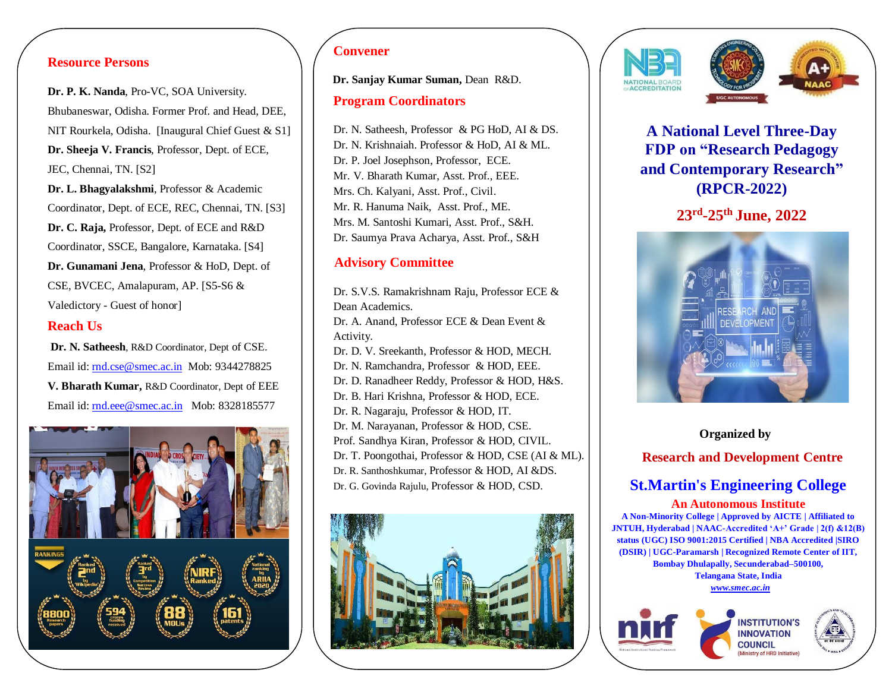## Resource Persons

**Dr. P. K. Nanda**, Pro-VC, SOA University. Bhubaneswar, Odisha. Former Prof. and Head, DEE, NIT Rourkela, Odisha. [Inaugural Chief Guest & S1]

**Dr. Sheeja V. Francis**, Professor, Dept. of ECE, JEC, Chennai, TN. [S2]

**Dr. L. Bhagyalakshmi**, Professor & Academic Coordinator, Dept. of ECE, REC, Chennai, TN. [S3]

**Dr. C. Raja,** Professor, Dept. of ECE and R&D Coordinator, SSCE, Bangalore, Karnataka. [S4]

**Dr. Gunamani Jena**, Professor & HoD, Dept. of CSE, BVCEC, Amalapuram, AP. [S5-S6 & Valedictory - Guest of honor]

## Reach Us

**Dr. N. Satheesh**, R&D Coordinator, Dept of CSE.
Email id: rnd.cse@smec.ac.in Mob: 9344278825

**V. Bharath Kumar,** R&D Coordinator, Dept of EEE
Email id: rnd.eee@smec.ac.in Mob: 8328185577

## Convener

**Dr. Sanjay Kumar Suman,** Dean R&D.

## Program Coordinators

Dr. N. Satheesh, Professor & PG HoD, AI & DS.
Dr. N. Krishnaiah. Professor & HoD, AI & ML.
Dr. P. Joel Josephson, Professor, ECE.
Mr. V. Bharath Kumar, Asst. Prof., EEE.
Mrs. Ch. Kalyani, Asst. Prof., Civil.
Mr. R. Hanuma Naik, Asst. Prof., ME.
Mrs. M. Santoshi Kumari, Asst. Prof., S&H.
Dr. Saumya Prava Acharya, Asst. Prof., S&H

## Advisory Committee

Dr. S.V.S. Ramakrishnam Raju, Professor ECE & Dean Academics.
Dr. A. Anand, Professor ECE & Dean Event & Activity.
Dr. D. V. Sreekanth, Professor & HOD, MECH.
Dr. N. Ramchandra, Professor & HOD, EEE.
Dr. D. Ranadheer Reddy, Professor & HOD, H&S.
Dr. B. Hari Krishna, Professor & HOD, ECE.
Dr. R. Nagaraju, Professor & HOD, IT.
Dr. M. Narayanan, Professor & HOD, CSE.
Prof. Sandhya Kiran, Professor & HOD, CIVIL.
Dr. T. Poongothai, Professor & HOD, CSE (AI & ML).
Dr. R. Santhoshkumar, Professor & HOD, AI &DS.
Dr. G. Govinda Rajulu, Professor & HOD, CSD.

# A National Level Three-Day FDP on "Research Pedagogy and Contemporary Research" (RPCR-2022)

## 23rd-25th June, 2022

**Organized by**

**Research and Development Centre**

## St.Martin's Engineering College

**An Autonomous Institute**

**A Non-Minority College | Approved by AICTE | Affiliated to JNTUH, Hyderabad | NAAC-Accredited 'A+' Grade | 2(f) &12(B) status (UGC) ISO 9001:2015 Certified | NBA Accredited |SIRO (DSIR) | UGC-Paramarsh | Recognized Remote Center of IIT, Bombay Dhulapally, Secunderabad–500100, Telangana State, India**

***www.smec.ac.in***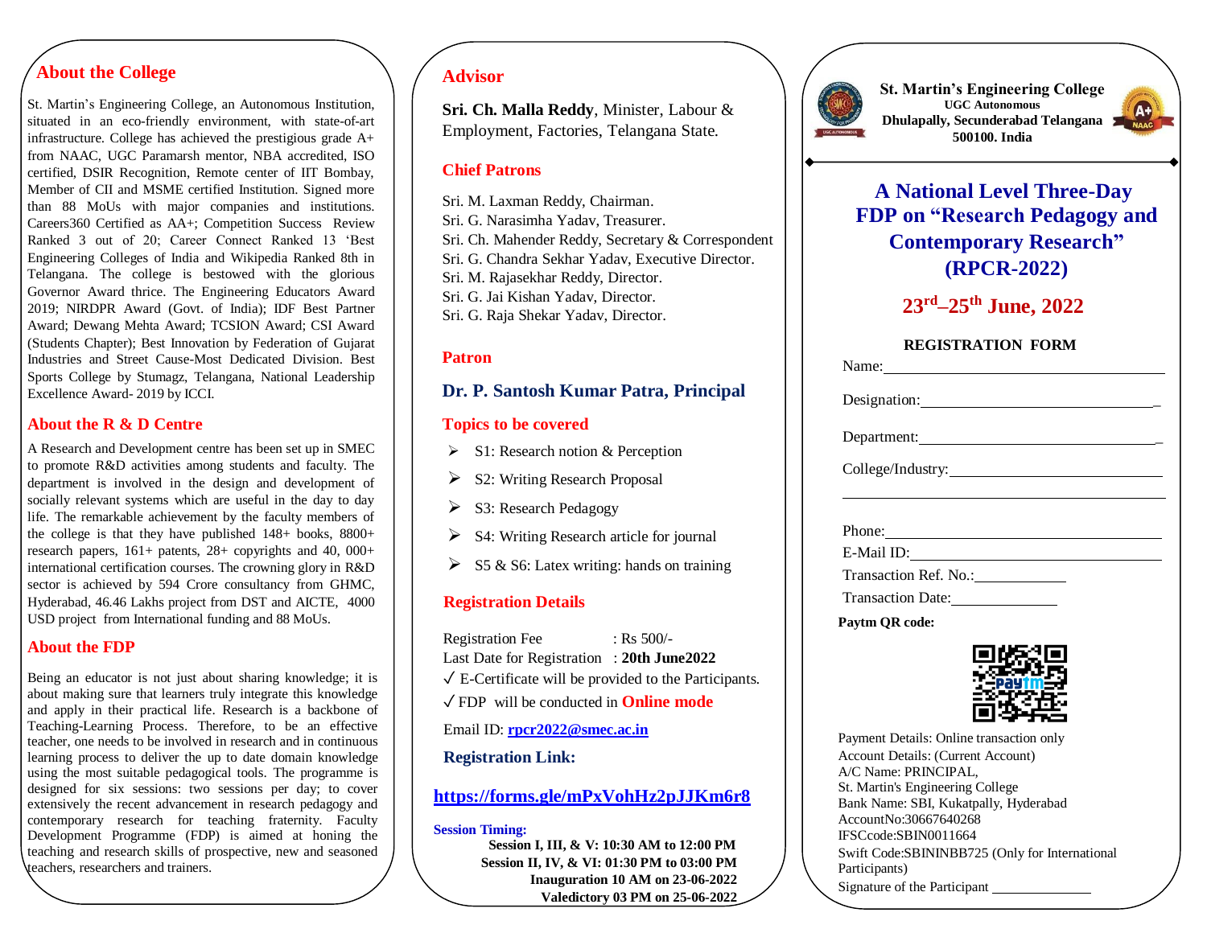## About the College

St. Martin's Engineering College, an Autonomous Institution, situated in an eco-friendly environment, with state-of-art infrastructure. College has achieved the prestigious grade A+ from NAAC, UGC Paramarsh mentor, NBA accredited, ISO certified, DSIR Recognition, Remote center of IIT Bombay, Member of CII and MSME certified Institution. Signed more than 88 MoUs with major companies and institutions. Careers360 Certified as AA+; Competition Success Review Ranked 3 out of 20; Career Connect Ranked 13 'Best Engineering Colleges of India and Wikipedia Ranked 8th in Telangana. The college is bestowed with the glorious Governor Award thrice. The Engineering Educators Award 2019; NIRDPR Award (Govt. of India); IDF Best Partner Award; Dewang Mehta Award; TCSION Award; CSI Award (Students Chapter); Best Innovation by Federation of Gujarat Industries and Street Cause-Most Dedicated Division. Best Sports College by Stumagz, Telangana, National Leadership Excellence Award- 2019 by ICCI.

## About the R & D Centre

A Research and Development centre has been set up in SMEC to promote R&D activities among students and faculty. The department is involved in the design and development of socially relevant systems which are useful in the day to day life. The remarkable achievement by the faculty members of the college is that they have published 148+ books, 8800+ research papers, 161+ patents, 28+ copyrights and 40, 000+ international certification courses. The crowning glory in R&D sector is achieved by 594 Crore consultancy from GHMC, Hyderabad, 46.46 Lakhs project from DST and AICTE, 4000 USD project from International funding and 88 MoUs.

## About the FDP

Being an educator is not just about sharing knowledge; it is about making sure that learners truly integrate this knowledge and apply in their practical life. Research is a backbone of Teaching-Learning Process. Therefore, to be an effective teacher, one needs to be involved in research and in continuous learning process to deliver the up to date domain knowledge using the most suitable pedagogical tools. The programme is designed for six sessions: two sessions per day; to cover extensively the recent advancement in research pedagogy and contemporary research for teaching fraternity. Faculty Development Programme (FDP) is aimed at honing the teaching and research skills of prospective, new and seasoned teachers, researchers and trainers.

## Advisor

**Sri. Ch. Malla Reddy**, Minister, Labour & Employment, Factories, Telangana State.

## Chief Patrons

Sri. M. Laxman Reddy, Chairman.
Sri. G. Narasimha Yadav, Treasurer.
Sri. Ch. Mahender Reddy, Secretary & Correspondent
Sri. G. Chandra Sekhar Yadav, Executive Director.
Sri. M. Rajasekhar Reddy, Director.
Sri. G. Jai Kishan Yadav, Director.
Sri. G. Raja Shekar Yadav, Director.

## Patron

**Dr. P. Santosh Kumar Patra, Principal**

## Topics to be covered

- S1: Research notion & Perception
- S2: Writing Research Proposal
- S3: Research Pedagogy
- S4: Writing Research article for journal
- S5 & S6: Latex writing: hands on training

## Registration Details

Registration Fee : Rs 500/-
Last Date for Registration : **20th June2022**
✓ E-Certificate will be provided to the Participants.
✓ FDP will be conducted in **Online mode**

Email ID: **rpcr2022@smec.ac.in**

**Registration Link:**

**https://forms.gle/mPxVohHz2pJJKm6r8**

**Session Timing:**
**Session I, III, & V: 10:30 AM to 12:00 PM**
**Session II, IV, & VI: 01:30 PM to 03:00 PM**
**Inauguration 10 AM on 23-06-2022**
**Valedictory 03 PM on 25-06-2022**

**St. Martin's Engineering College**
**UGC Autonomous**
**Dhulapally, Secunderabad Telangana**
**500100. India**

# A National Level Three-Day FDP on "Research Pedagogy and Contemporary Research" (RPCR-2022)

## 23rd–25th June, 2022

### REGISTRATION FORM

Name: ______________________

Designation: ______________________

Department: ______________________

College/Industry: ______________________

______________________

Phone: ______________________

E-Mail ID: ______________________

Transaction Ref. No.: ____________

Transaction Date: ____________

**Paytm QR code:**

Payment Details: Online transaction only
Account Details: (Current Account)
A/C Name: PRINCIPAL,
St. Martin's Engineering College
Bank Name: SBI, Kukatpally, Hyderabad
AccountNo:30667640268
IFSCcode:SBIN0011664
Swift Code:SBININBB725 (Only for International Participants)
Signature of the Participant ____________